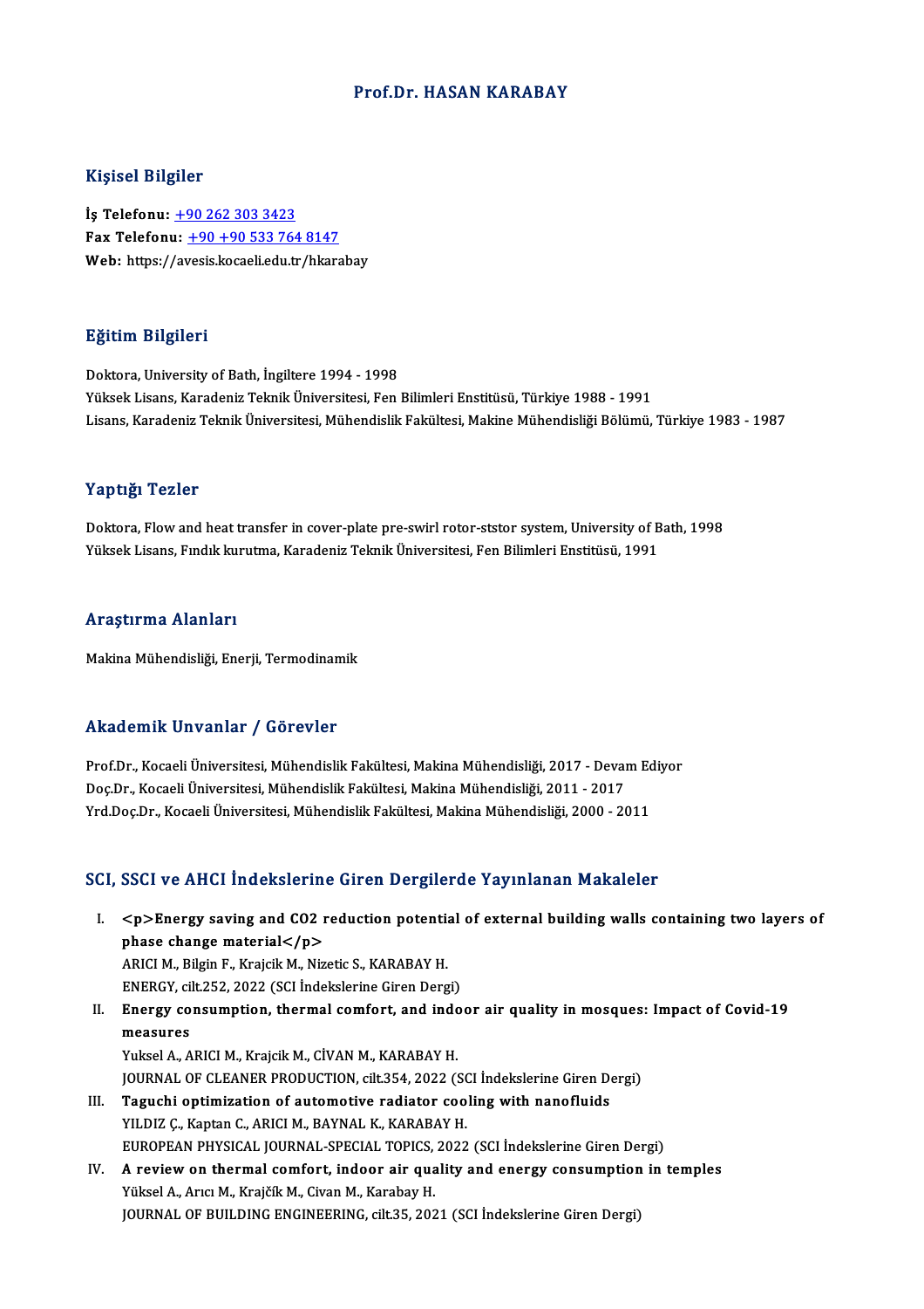# Prof.Dr. HASAN KARABAY

## Kişisel Bilgiler

**İş Telefonu:** +90 262 303 3423
**Fax Telefonu:** +90 +90 533 764 8147
**Web:** https://avesis.kocaeli.edu.tr/hkarabay

## Eğitim Bilgileri

Doktora, University of Bath, İngiltere 1994 - 1998
Yüksek Lisans, Karadeniz Teknik Üniversitesi, Fen Bilimleri Enstitüsü, Türkiye 1988 - 1991
Lisans, Karadeniz Teknik Üniversitesi, Mühendislik Fakültesi, Makine Mühendisliği Bölümü, Türkiye 1983 - 1987

## Yaptığı Tezler

Doktora, Flow and heat transfer in cover-plate pre-swirl rotor-ststor system, University of Bath, 1998
Yüksek Lisans, Fındık kurutma, Karadeniz Teknik Üniversitesi, Fen Bilimleri Enstitüsü, 1991

## Araştırma Alanları

Makina Mühendisliği, Enerji, Termodinamik

## Akademik Unvanlar / Görevler

Prof.Dr., Kocaeli Üniversitesi, Mühendislik Fakültesi, Makina Mühendisliği, 2017 - Devam Ediyor
Doç.Dr., Kocaeli Üniversitesi, Mühendislik Fakültesi, Makina Mühendisliği, 2011 - 2017
Yrd.Doç.Dr., Kocaeli Üniversitesi, Mühendislik Fakültesi, Makina Mühendisliği, 2000 - 2011

## SCI, SSCI ve AHCI İndekslerine Giren Dergilerde Yayınlanan Makaleler

I. **<p>Energy saving and CO2 reduction potential of external building walls containing two layers of phase change material</p>**
   ARICI M., Bilgin F., Krajcik M., Nizetic S., KARABAY H.
   ENERGY, cilt.252, 2022 (SCI İndekslerine Giren Dergi)
II. **Energy consumption, thermal comfort, and indoor air quality in mosques: Impact of Covid-19 measures**
   Yuksel A., ARICI M., Krajcik M., CİVAN M., KARABAY H.
   JOURNAL OF CLEANER PRODUCTION, cilt.354, 2022 (SCI İndekslerine Giren Dergi)
III. **Taguchi optimization of automotive radiator cooling with nanofluids**
   YILDIZ Ç., Kaptan C., ARICI M., BAYNAL K., KARABAY H.
   EUROPEAN PHYSICAL JOURNAL-SPECIAL TOPICS, 2022 (SCI İndekslerine Giren Dergi)
IV. **A review on thermal comfort, indoor air quality and energy consumption in temples**
   Yüksel A., Arıcı M., Krajčík M., Civan M., Karabay H.
   JOURNAL OF BUILDING ENGINEERING, cilt.35, 2021 (SCI İndekslerine Giren Dergi)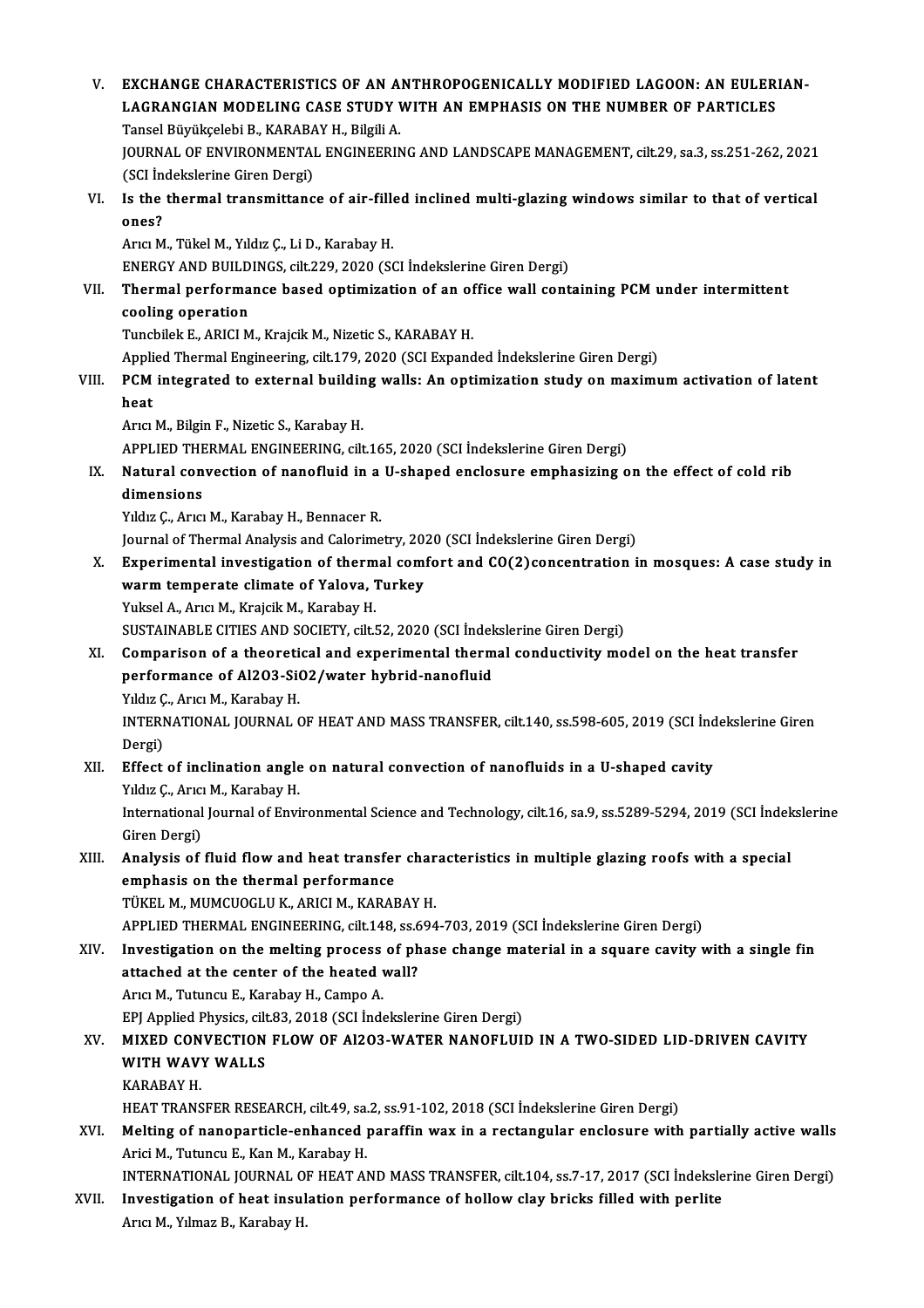V. **EXCHANGE CHARACTERISTICS OF AN ANTHROPOGENICALLY MODIFIED LAGOON: AN EULERIAN-LAGRANGIAN MODELING CASE STUDY WITH AN EMPHASIS ON THE NUMBER OF PARTICLES**
Tansel Büyükçelebi B., KARABAY H., Bilgili A.
JOURNAL OF ENVIRONMENTAL ENGINEERING AND LANDSCAPE MANAGEMENT, cilt.29, sa.3, ss.251-262, 2021 (SCI İndekslerine Giren Dergi)

VI. **Is the thermal transmittance of air-filled inclined multi-glazing windows similar to that of vertical ones?**
Arıcı M., Tükel M., Yıldız Ç., Li D., Karabay H.
ENERGY AND BUILDINGS, cilt.229, 2020 (SCI İndekslerine Giren Dergi)

VII. **Thermal performance based optimization of an office wall containing PCM under intermittent cooling operation**
Tuncbilek E., ARICI M., Krajcik M., Nizetic S., KARABAY H.
Applied Thermal Engineering, cilt.179, 2020 (SCI Expanded İndekslerine Giren Dergi)

VIII. **PCM integrated to external building walls: An optimization study on maximum activation of latent heat**
Arıcı M., Bilgin F., Nizetic S., Karabay H.
APPLIED THERMAL ENGINEERING, cilt.165, 2020 (SCI İndekslerine Giren Dergi)

IX. **Natural convection of nanofluid in a U-shaped enclosure emphasizing on the effect of cold rib dimensions**
Yıldız Ç., Arıcı M., Karabay H., Bennacer R.
Journal of Thermal Analysis and Calorimetry, 2020 (SCI İndekslerine Giren Dergi)

X. **Experimental investigation of thermal comfort and CO(2)concentration in mosques: A case study in warm temperate climate of Yalova, Turkey**
Yuksel A., Arıcı M., Krajcik M., Karabay H.
SUSTAINABLE CITIES AND SOCIETY, cilt.52, 2020 (SCI İndekslerine Giren Dergi)

XI. **Comparison of a theoretical and experimental thermal conductivity model on the heat transfer performance of $Al_2O_3$-$SiO_2$/water hybrid-nanofluid**
Yıldız Ç., Arıcı M., Karabay H.
INTERNATIONAL JOURNAL OF HEAT AND MASS TRANSFER, cilt.140, ss.598-605, 2019 (SCI İndekslerine Giren Dergi)

XII. **Effect of inclination angle on natural convection of nanofluids in a U-shaped cavity**
Yıldız Ç., Arıcı M., Karabay H.
International Journal of Environmental Science and Technology, cilt.16, sa.9, ss.5289-5294, 2019 (SCI İndekslerine Giren Dergi)

XIII. **Analysis of fluid flow and heat transfer characteristics in multiple glazing roofs with a special emphasis on the thermal performance**
TÜKEL M., MUMCUOGLU K., ARICI M., KARABAY H.
APPLIED THERMAL ENGINEERING, cilt.148, ss.694-703, 2019 (SCI İndekslerine Giren Dergi)

XIV. **Investigation on the melting process of phase change material in a square cavity with a single fin attached at the center of the heated wall?**
Arıcı M., Tutuncu E., Karabay H., Campo A.
EPJ Applied Physics, cilt.83, 2018 (SCI İndekslerine Giren Dergi)

XV. **MIXED CONVECTION FLOW OF $Al_2O_3$-WATER NANOFLUID IN A TWO-SIDED LID-DRIVEN CAVITY WITH WAVY WALLS**
KARABAY H.
HEAT TRANSFER RESEARCH, cilt.49, sa.2, ss.91-102, 2018 (SCI İndekslerine Giren Dergi)

XVI. **Melting of nanoparticle-enhanced paraffin wax in a rectangular enclosure with partially active walls**
Arici M., Tutuncu E., Kan M., Karabay H.
INTERNATIONAL JOURNAL OF HEAT AND MASS TRANSFER, cilt.104, ss.7-17, 2017 (SCI İndekslerine Giren Dergi)

XVII. **Investigation of heat insulation performance of hollow clay bricks filled with perlite**
Arıcı M., Yılmaz B., Karabay H.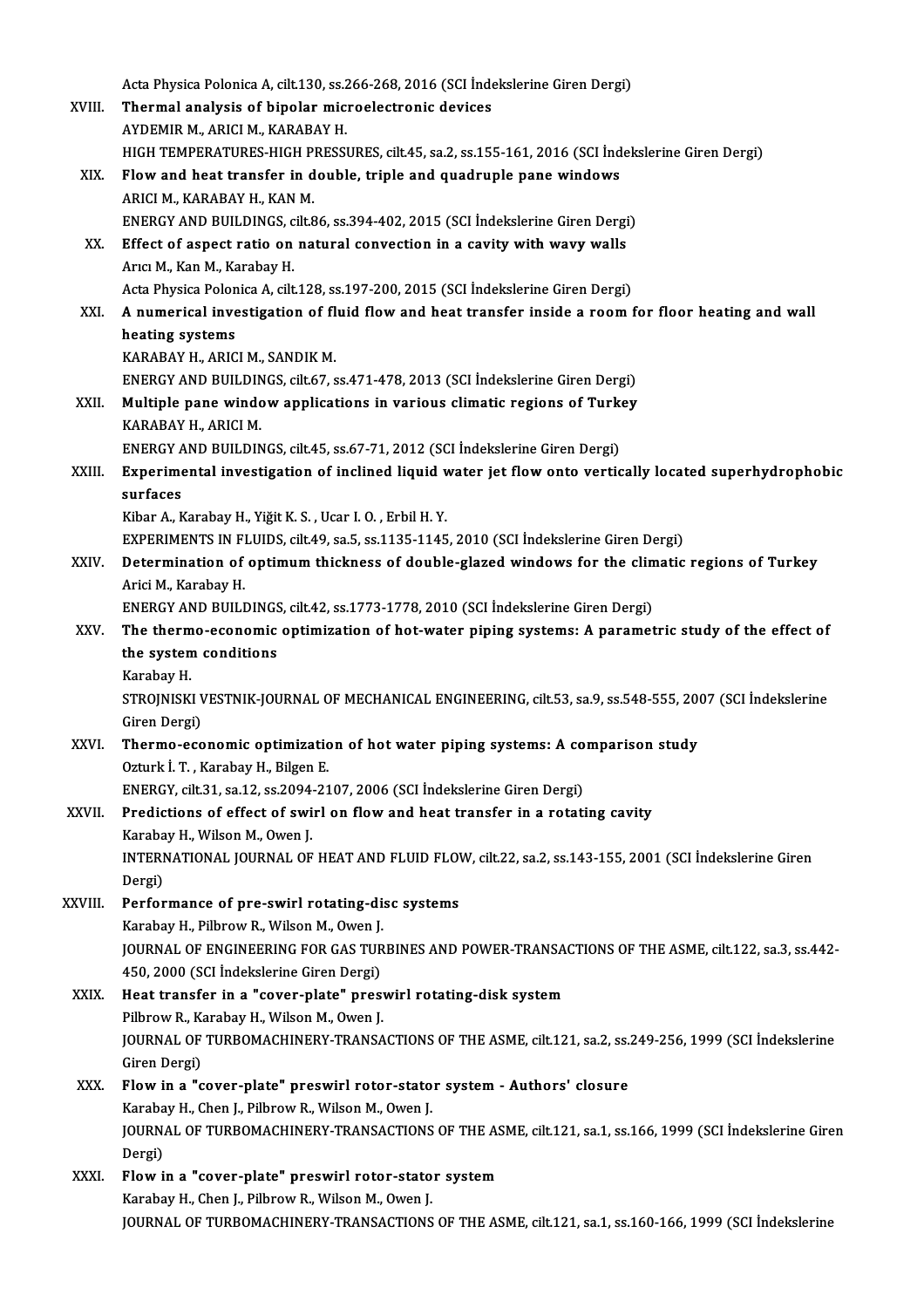Acta Physica Polonica A, cilt.130, ss.266-268, 2016 (SCI İndekslerine Giren Dergi)

XVIII. **Thermal analysis of bipolar microelectronic devices**
AYDEMIR M., ARICI M., KARABAY H.
HIGH TEMPERATURES-HIGH PRESSURES, cilt.45, sa.2, ss.155-161, 2016 (SCI İndekslerine Giren Dergi)

XIX. **Flow and heat transfer in double, triple and quadruple pane windows**
ARICI M., KARABAY H., KAN M.
ENERGY AND BUILDINGS, cilt.86, ss.394-402, 2015 (SCI İndekslerine Giren Dergi)

XX. **Effect of aspect ratio on natural convection in a cavity with wavy walls**
Arıcı M., Kan M., Karabay H.
Acta Physica Polonica A, cilt.128, ss.197-200, 2015 (SCI İndekslerine Giren Dergi)

XXI. **A numerical investigation of fluid flow and heat transfer inside a room for floor heating and wall heating systems**
KARABAY H., ARICI M., SANDIK M.
ENERGY AND BUILDINGS, cilt.67, ss.471-478, 2013 (SCI İndekslerine Giren Dergi)

XXII. **Multiple pane window applications in various climatic regions of Turkey**
KARABAY H., ARICI M.
ENERGY AND BUILDINGS, cilt.45, ss.67-71, 2012 (SCI İndekslerine Giren Dergi)

XXIII. **Experimental investigation of inclined liquid water jet flow onto vertically located superhydrophobic surfaces**
Kibar A., Karabay H., Yiğit K. S. , Ucar I. O. , Erbil H. Y.
EXPERIMENTS IN FLUIDS, cilt.49, sa.5, ss.1135-1145, 2010 (SCI İndekslerine Giren Dergi)

XXIV. **Determination of optimum thickness of double-glazed windows for the climatic regions of Turkey**
Arici M., Karabay H.
ENERGY AND BUILDINGS, cilt.42, ss.1773-1778, 2010 (SCI İndekslerine Giren Dergi)

XXV. **The thermo-economic optimization of hot-water piping systems: A parametric study of the effect of the system conditions**
Karabay H.
STROJNISKI VESTNIK-JOURNAL OF MECHANICAL ENGINEERING, cilt.53, sa.9, ss.548-555, 2007 (SCI İndekslerine Giren Dergi)

XXVI. **Thermo-economic optimization of hot water piping systems: A comparison study**
Ozturk İ. T. , Karabay H., Bilgen E.
ENERGY, cilt.31, sa.12, ss.2094-2107, 2006 (SCI İndekslerine Giren Dergi)

XXVII. **Predictions of effect of swirl on flow and heat transfer in a rotating cavity**
Karabay H., Wilson M., Owen J.
INTERNATIONAL JOURNAL OF HEAT AND FLUID FLOW, cilt.22, sa.2, ss.143-155, 2001 (SCI İndekslerine Giren Dergi)

XXVIII. **Performance of pre-swirl rotating-disc systems**
Karabay H., Pilbrow R., Wilson M., Owen J.
JOURNAL OF ENGINEERING FOR GAS TURBINES AND POWER-TRANSACTIONS OF THE ASME, cilt.122, sa.3, ss.442-450, 2000 (SCI İndekslerine Giren Dergi)

XXIX. **Heat transfer in a "cover-plate" preswirl rotating-disk system**
Pilbrow R., Karabay H., Wilson M., Owen J.
JOURNAL OF TURBOMACHINERY-TRANSACTIONS OF THE ASME, cilt.121, sa.2, ss.249-256, 1999 (SCI İndekslerine Giren Dergi)

XXX. **Flow in a "cover-plate" preswirl rotor-stator system - Authors' closure**
Karabay H., Chen J., Pilbrow R., Wilson M., Owen J.
JOURNAL OF TURBOMACHINERY-TRANSACTIONS OF THE ASME, cilt.121, sa.1, ss.166, 1999 (SCI İndekslerine Giren Dergi)

XXXI. **Flow in a "cover-plate" preswirl rotor-stator system**
Karabay H., Chen J., Pilbrow R., Wilson M., Owen J.
JOURNAL OF TURBOMACHINERY-TRANSACTIONS OF THE ASME, cilt.121, sa.1, ss.160-166, 1999 (SCI İndekslerine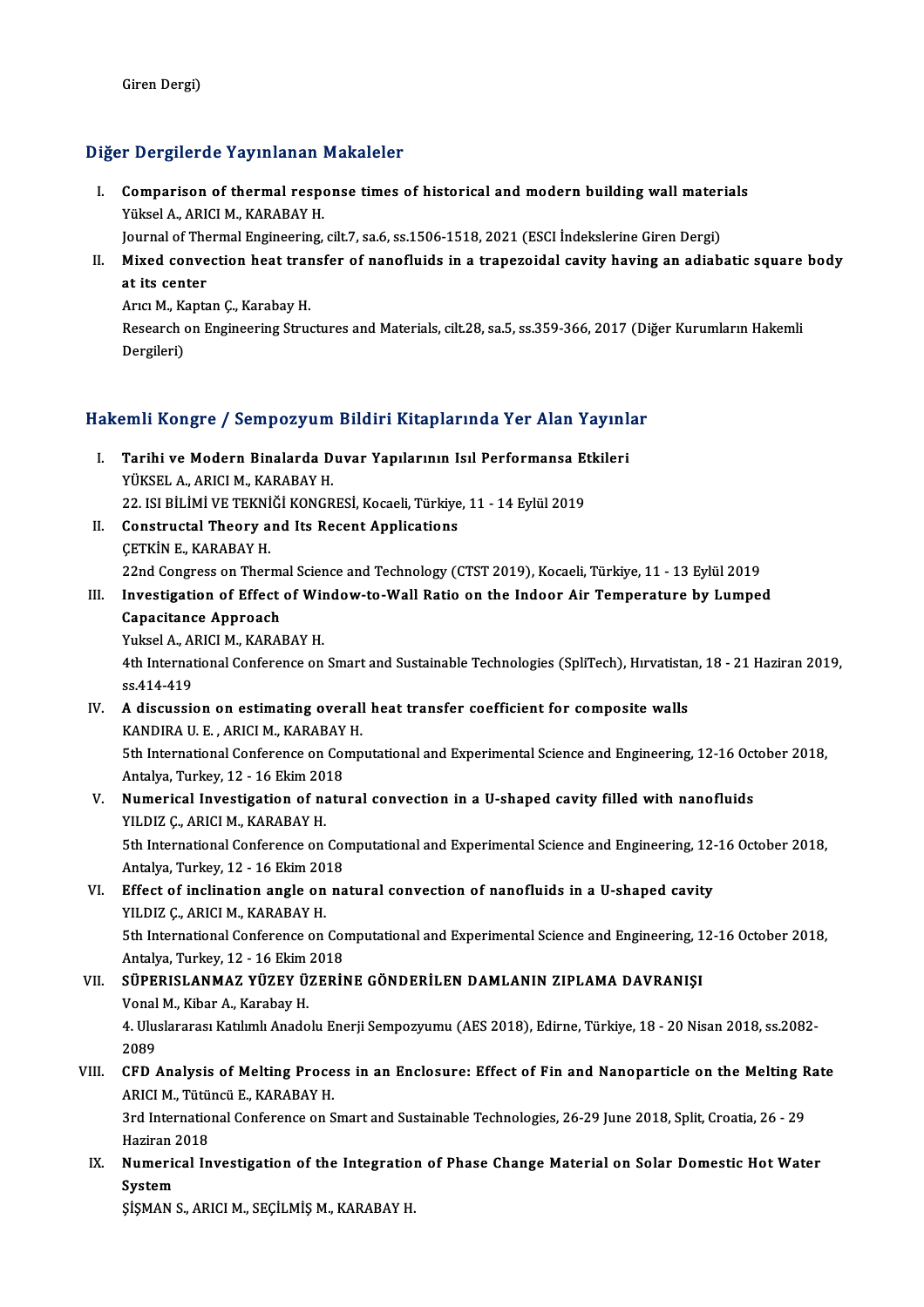Giren Dergi)

## Diğer Dergilerde Yayınlanan Makaleler

I. **Comparison of thermal response times of historical and modern building wall materials**
   Yüksel A., ARICI M., KARABAY H.
   Journal of Thermal Engineering, cilt.7, sa.6, ss.1506-1518, 2021 (ESCI İndekslerine Giren Dergi)
II. **Mixed convection heat transfer of nanofluids in a trapezoidal cavity having an adiabatic square body at its center**
   Arıcı M., Kaptan Ç., Karabay H.
   Research on Engineering Structures and Materials, cilt.28, sa.5, ss.359-366, 2017 (Diğer Kurumların Hakemli Dergileri)

## Hakemli Kongre / Sempozyum Bildiri Kitaplarında Yer Alan Yayınlar

I. **Tarihi ve Modern Binalarda Duvar Yapılarının Isıl Performansa Etkileri**
   YÜKSEL A., ARICI M., KARABAY H.
   22. ISI BİLİMİ VE TEKNİĞİ KONGRESİ, Kocaeli, Türkiye, 11 - 14 Eylül 2019
II. **Constructal Theory and Its Recent Applications**
   ÇETKİN E., KARABAY H.
   22nd Congress on Thermal Science and Technology (CTST 2019), Kocaeli, Türkiye, 11 - 13 Eylül 2019
III. **Investigation of Effect of Window-to-Wall Ratio on the Indoor Air Temperature by Lumped Capacitance Approach**
   Yuksel A., ARICI M., KARABAY H.
   4th International Conference on Smart and Sustainable Technologies (SpliTech), Hırvatistan, 18 - 21 Haziran 2019, ss.414-419
IV. **A discussion on estimating overall heat transfer coefficient for composite walls**
   KANDIRA U. E. , ARICI M., KARABAY H.
   5th International Conference on Computational and Experimental Science and Engineering, 12-16 October 2018, Antalya, Turkey, 12 - 16 Ekim 2018
V. **Numerical Investigation of natural convection in a U-shaped cavity filled with nanofluids**
   YILDIZ Ç., ARICI M., KARABAY H.
   5th International Conference on Computational and Experimental Science and Engineering, 12-16 October 2018, Antalya, Turkey, 12 - 16 Ekim 2018
VI. **Effect of inclination angle on natural convection of nanofluids in a U-shaped cavity**
   YILDIZ Ç., ARICI M., KARABAY H.
   5th International Conference on Computational and Experimental Science and Engineering, 12-16 October 2018, Antalya, Turkey, 12 - 16 Ekim 2018
VII. **SÜPERISLANMAZ YÜZEY ÜZERİNE GÖNDERİLEN DAMLANIN ZIPLAMA DAVRANIŞI**
   Vonal M., Kibar A., Karabay H.
   4. Uluslararası Katılımlı Anadolu Enerji Sempozyumu (AES 2018), Edirne, Türkiye, 18 - 20 Nisan 2018, ss.2082-2089
VIII. **CFD Analysis of Melting Process in an Enclosure: Effect of Fin and Nanoparticle on the Melting Rate**
   ARICI M., Tütüncü E., KARABAY H.
   3rd International Conference on Smart and Sustainable Technologies, 26-29 June 2018, Split, Croatia, 26 - 29 Haziran 2018
IX. **Numerical Investigation of the Integration of Phase Change Material on Solar Domestic Hot Water System**
   ŞİŞMAN S., ARICI M., SEÇİLMİŞ M., KARABAY H.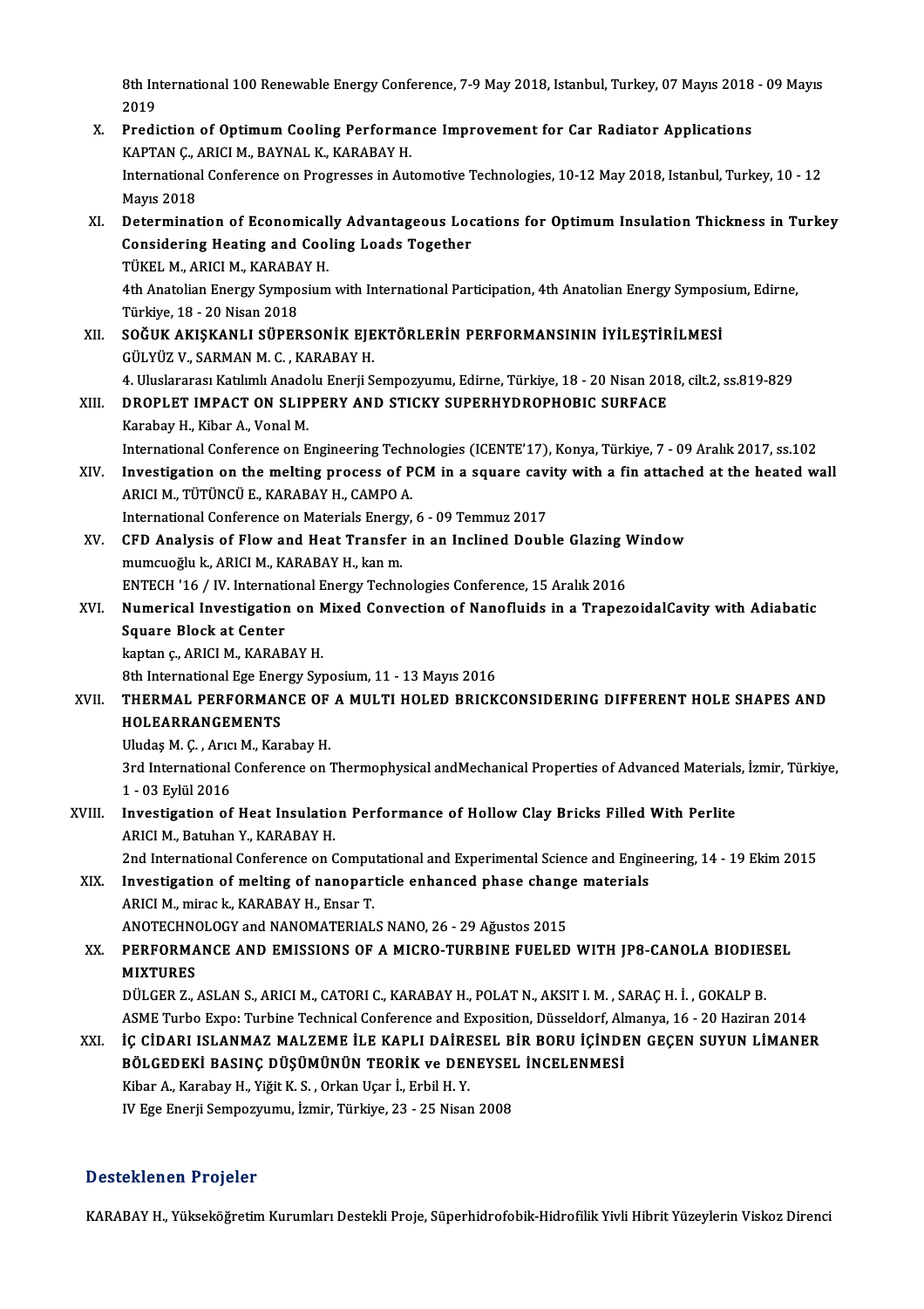8th International 100 Renewable Energy Conference, 7-9 May 2018, Istanbul, Turkey, 07 Mayıs 2018 - 09 Mayıs 2019

X. **Prediction of Optimum Cooling Performance Improvement for Car Radiator Applications**
KAPTAN Ç., ARICI M., BAYNAL K., KARABAY H.
International Conference on Progresses in Automotive Technologies, 10-12 May 2018, Istanbul, Turkey, 10 - 12 Mayıs 2018

XI. **Determination of Economically Advantageous Locations for Optimum Insulation Thickness in Turkey Considering Heating and Cooling Loads Together**
TÜKEL M., ARICI M., KARABAY H.
4th Anatolian Energy Symposium with International Participation, 4th Anatolian Energy Symposium, Edirne, Türkiye, 18 - 20 Nisan 2018

XII. **SOĞUK AKIŞKANLI SÜPERSONİK EJEKTÖRLERİN PERFORMANSININ İYİLEŞTİRİLMESİ**
GÜLYÜZ V., SARMAN M. C. , KARABAY H.
4. Uluslararası Katılımlı Anadolu Enerji Sempozyumu, Edirne, Türkiye, 18 - 20 Nisan 2018, cilt.2, ss.819-829

XIII. **DROPLET IMPACT ON SLIPPERY AND STICKY SUPERHYDROPHOBIC SURFACE**
Karabay H., Kibar A., Vonal M.
International Conference on Engineering Technologies (ICENTE'17), Konya, Türkiye, 7 - 09 Aralık 2017, ss.102

XIV. **Investigation on the melting process of PCM in a square cavity with a fin attached at the heated wall**
ARICI M., TÜTÜNCÜ E., KARABAY H., CAMPO A.
International Conference on Materials Energy, 6 - 09 Temmuz 2017

XV. **CFD Analysis of Flow and Heat Transfer in an Inclined Double Glazing Window**
mumcuoğlu k., ARICI M., KARABAY H., kan m.
ENTECH '16 / IV. International Energy Technologies Conference, 15 Aralık 2016

XVI. **Numerical Investigation on Mixed Convection of Nanofluids in a TrapezoidalCavity with Adiabatic Square Block at Center**
kaptan ç., ARICI M., KARABAY H.
8th International Ege Energy Syposium, 11 - 13 Mayıs 2016

XVII. **THERMAL PERFORMANCE OF A MULTI HOLED BRICKCONSIDERING DIFFERENT HOLE SHAPES AND HOLEARRANGEMENTS**
Uludaş M. Ç. , Arıcı M., Karabay H.
3rd International Conference on Thermophysical andMechanical Properties of Advanced Materials, İzmir, Türkiye, 1 - 03 Eylül 2016

XVIII. **Investigation of Heat Insulation Performance of Hollow Clay Bricks Filled With Perlite**
ARICI M., Batuhan Y., KARABAY H.
2nd International Conference on Computational and Experimental Science and Engineering, 14 - 19 Ekim 2015

XIX. **Investigation of melting of nanoparticle enhanced phase change materials**
ARICI M., mirac k., KARABAY H., Ensar T.
ANOTECHNOLOGY and NANOMATERIALS NANO, 26 - 29 Ağustos 2015

XX. **PERFORMANCE AND EMISSIONS OF A MICRO-TURBINE FUELED WITH JP8-CANOLA BIODIESEL MIXTURES**
DÜLGER Z., ASLAN S., ARICI M., CATORI C., KARABAY H., POLAT N., AKSIT I. M. , SARAÇ H. İ. , GOKALP B.
ASME Turbo Expo: Turbine Technical Conference and Exposition, Düsseldorf, Almanya, 16 - 20 Haziran 2014

XXI. **İÇ CİDARI ISLANMAZ MALZEME İLE KAPLI DAİRESEL BİR BORU İÇİNDEN GEÇEN SUYUN LİMANER BÖLGEDEKİ BASINÇ DÜŞÜMÜNÜN TEORİK ve DENEYSEL İNCELENMESİ**
Kibar A., Karabay H., Yiğit K. S. , Orkan Uçar İ., Erbil H. Y.
IV Ege Enerji Sempozyumu, İzmir, Türkiye, 23 - 25 Nisan 2008

## Desteklenen Projeler

KARABAY H., Yükseköğretim Kurumları Destekli Proje, Süperhidrofobik-Hidrofilik Yivli Hibrit Yüzeylerin Viskoz Direnci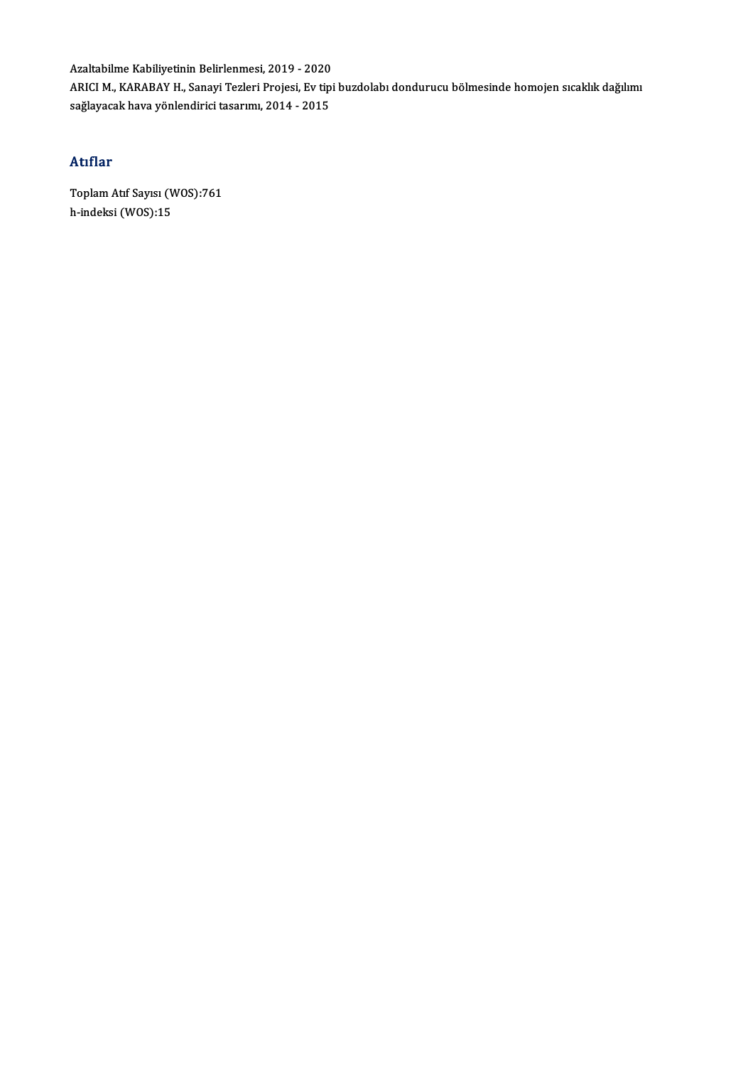Azaltabilme Kabiliyetinin Belirlenmesi, 2019 - 2020

ARICI M., KARABAY H., Sanayi Tezleri Projesi, Ev tipi buzdolabı dondurucu bölmesinde homojen sıcaklık dağılımı sağlayacak hava yönlendirici tasarımı, 2014 - 2015

## Atıflar

Toplam Atıf Sayısı (WOS):761

h-indeksi (WOS):15